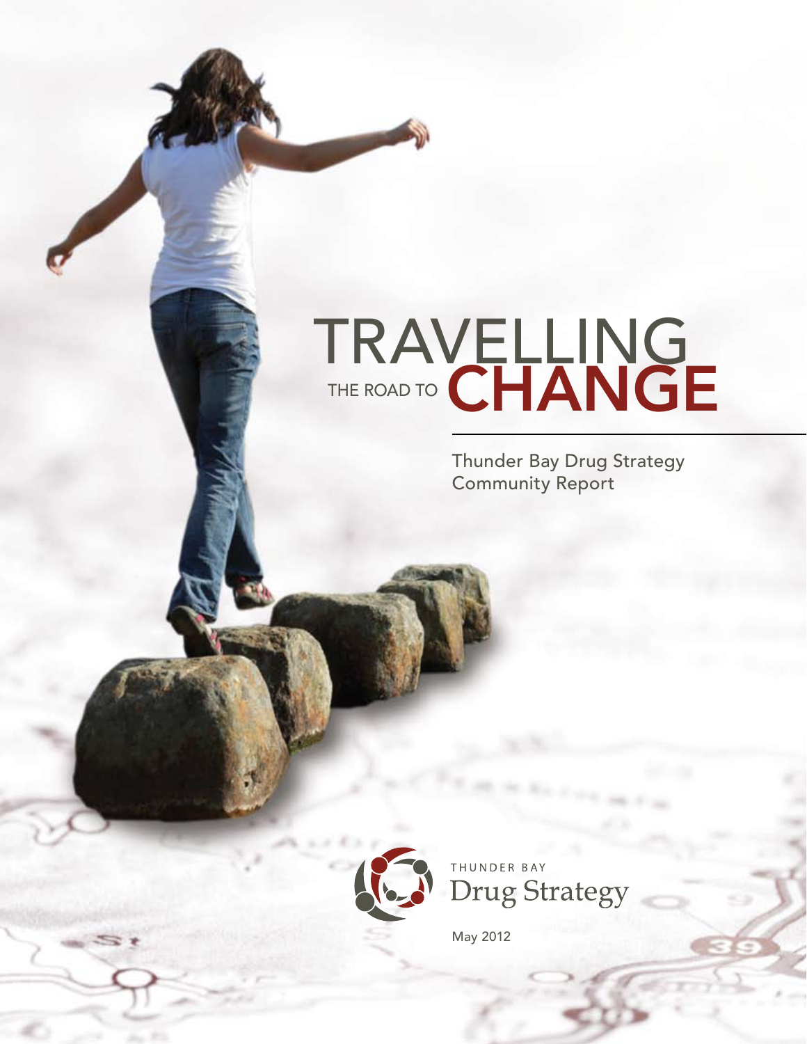# TRAVELLING THE ROAD TO CHANGE

Thunder Bay Drug Strategy Community Report

THUNDER BAY Drug Strategy

May 2012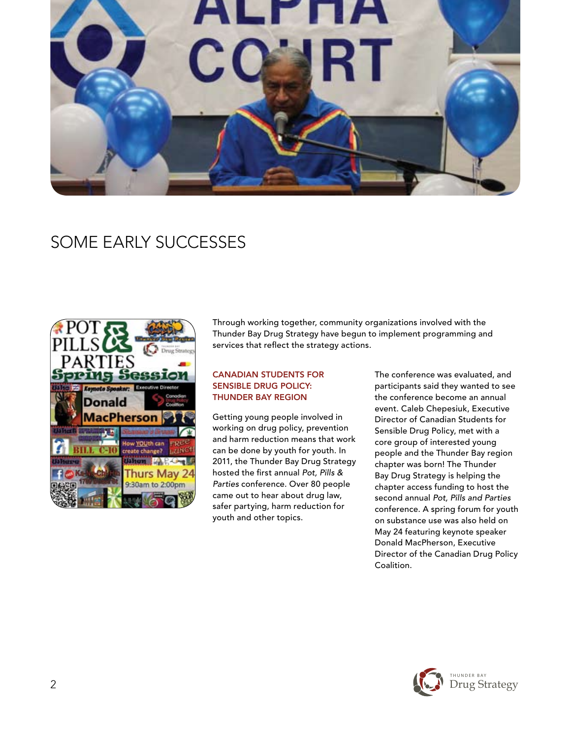# SOME EARLY SUCCESSES

Through working together, community organizations involved with the Thunder Bay Drug Strategy have begun to implement programming and services that reflect the strategy actions.

## CANADIAN STUDENTS FOR SENSIBLE DRUG POLICY: THUNDER BAY REGION

Getting young people involved in working on drug policy, prevention and harm reduction means that work can be done by youth for youth. In 2011, the Thunder Bay Drug Strategy hosted the first annual *Pot, Pills & Parties* conference. Over 80 people came out to hear about drug law, safer partying, harm reduction for youth and other topics.

The conference was evaluated, and participants said they wanted to see the conference become an annual event. Caleb Chepesiuk, Executive Director of Canadian Students for Sensible Drug Policy, met with a core group of interested young people and the Thunder Bay region chapter was born! The Thunder Bay Drug Strategy is helping the chapter access funding to host the second annual *Pot, Pills and Parties* conference. A spring forum for youth on substance use was also held on May 24 featuring keynote speaker Donald MacPherson, Executive Director of the Canadian Drug Policy Coalition.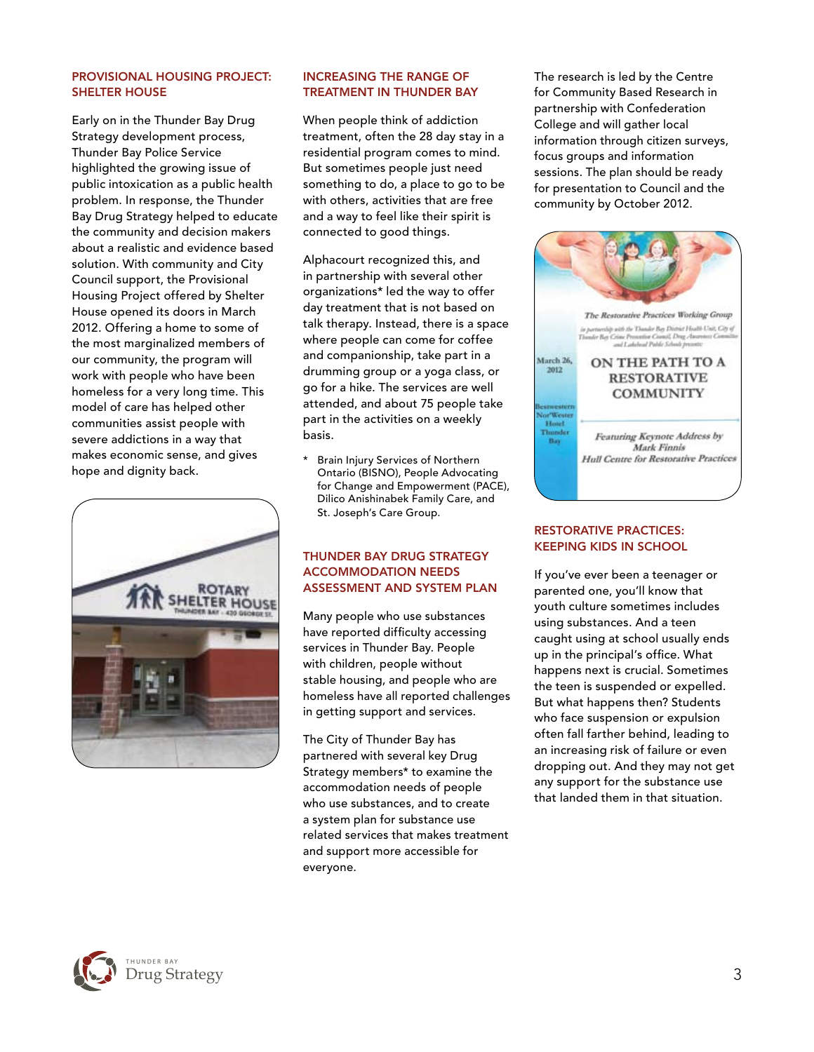## PROVISIONAL HOUSING PROJECT: SHELTER HOUSE

Early on in the Thunder Bay Drug Strategy development process, Thunder Bay Police Service highlighted the growing issue of public intoxication as a public health problem. In response, the Thunder Bay Drug Strategy helped to educate the community and decision makers about a realistic and evidence based solution. With community and City Council support, the Provisional Housing Project offered by Shelter House opened its doors in March 2012. Offering a home to some of the most marginalized members of our community, the program will work with people who have been homeless for a very long time. This model of care has helped other communities assist people with severe addictions in a way that makes economic sense, and gives hope and dignity back.

## INCREASING THE RANGE OF TREATMENT IN THUNDER BAY

When people think of addiction treatment, often the 28 day stay in a residential program comes to mind. But sometimes people just need something to do, a place to go to be with others, activities that are free and a way to feel like their spirit is connected to good things.

Alphacourt recognized this, and in partnership with several other organizations* led the way to offer day treatment that is not based on talk therapy. Instead, there is a space where people can come for coffee and companionship, take part in a drumming group or a yoga class, or go for a hike. The services are well attended, and about 75 people take part in the activities on a weekly basis.

\* Brain Injury Services of Northern Ontario (BISNO), People Advocating for Change and Empowerment (PACE), Dilico Anishinabek Family Care, and St. Joseph's Care Group.

## THUNDER BAY DRUG STRATEGY ACCOMMODATION NEEDS ASSESSMENT AND SYSTEM PLAN

Many people who use substances have reported difficulty accessing services in Thunder Bay. People with children, people without stable housing, and people who are homeless have all reported challenges in getting support and services.

The City of Thunder Bay has partnered with several key Drug Strategy members* to examine the accommodation needs of people who use substances, and to create a system plan for substance use related services that makes treatment and support more accessible for everyone.

The research is led by the Centre for Community Based Research in partnership with Confederation College and will gather local information through citizen surveys, focus groups and information sessions. The plan should be ready for presentation to Council and the community by October 2012.

## RESTORATIVE PRACTICES: KEEPING KIDS IN SCHOOL

If you've ever been a teenager or parented one, you'll know that youth culture sometimes includes using substances. And a teen caught using at school usually ends up in the principal's office. What happens next is crucial. Sometimes the teen is suspended or expelled. But what happens then? Students who face suspension or expulsion often fall farther behind, leading to an increasing risk of failure or even dropping out. And they may not get any support for the substance use that landed them in that situation.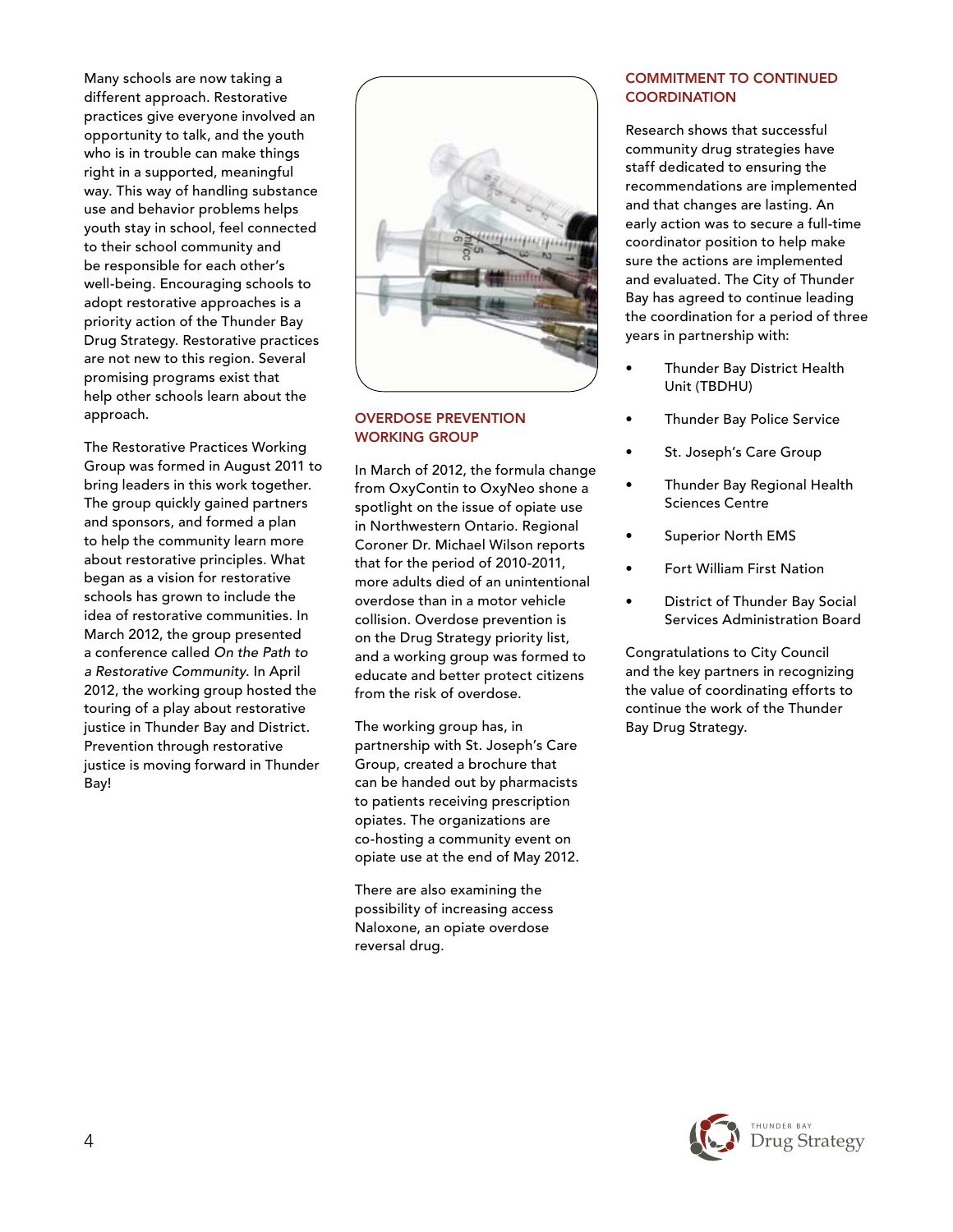Many schools are now taking a different approach. Restorative practices give everyone involved an opportunity to talk, and the youth who is in trouble can make things right in a supported, meaningful way. This way of handling substance use and behavior problems helps youth stay in school, feel connected to their school community and be responsible for each other's well-being. Encouraging schools to adopt restorative approaches is a priority action of the Thunder Bay Drug Strategy. Restorative practices are not new to this region. Several promising programs exist that help other schools learn about the approach.

The Restorative Practices Working Group was formed in August 2011 to bring leaders in this work together. The group quickly gained partners and sponsors, and formed a plan to help the community learn more about restorative principles. What began as a vision for restorative schools has grown to include the idea of restorative communities. In March 2012, the group presented a conference called *On the Path to a Restorative Community*. In April 2012, the working group hosted the touring of a play about restorative justice in Thunder Bay and District. Prevention through restorative justice is moving forward in Thunder Bay!

## OVERDOSE PREVENTION WORKING GROUP

In March of 2012, the formula change from OxyContin to OxyNeo shone a spotlight on the issue of opiate use in Northwestern Ontario. Regional Coroner Dr. Michael Wilson reports that for the period of 2010-2011, more adults died of an unintentional overdose than in a motor vehicle collision. Overdose prevention is on the Drug Strategy priority list, and a working group was formed to educate and better protect citizens from the risk of overdose.

The working group has, in partnership with St. Joseph's Care Group, created a brochure that can be handed out by pharmacists to patients receiving prescription opiates. The organizations are co-hosting a community event on opiate use at the end of May 2012.

There are also examining the possibility of increasing access Naloxone, an opiate overdose reversal drug.

## COMMITMENT TO CONTINUED COORDINATION

Research shows that successful community drug strategies have staff dedicated to ensuring the recommendations are implemented and that changes are lasting. An early action was to secure a full-time coordinator position to help make sure the actions are implemented and evaluated. The City of Thunder Bay has agreed to continue leading the coordination for a period of three years in partnership with:

- Thunder Bay District Health Unit (TBDHU)
- Thunder Bay Police Service
- St. Joseph's Care Group
- Thunder Bay Regional Health Sciences Centre
- Superior North EMS
- Fort William First Nation
- District of Thunder Bay Social Services Administration Board

Congratulations to City Council and the key partners in recognizing the value of coordinating efforts to continue the work of the Thunder Bay Drug Strategy.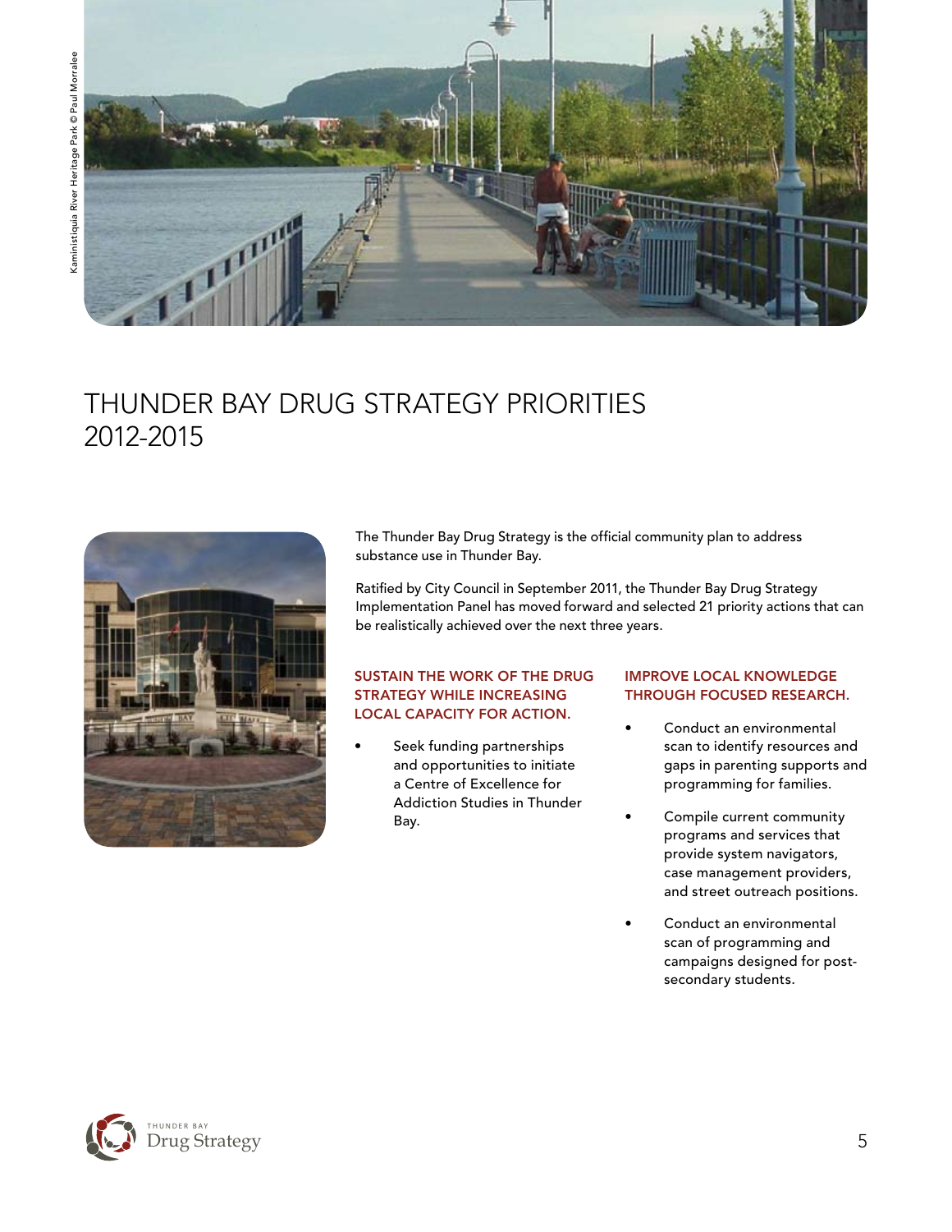Kaministiquia River Heritage Park © Paul Morralee

# THUNDER BAY DRUG STRATEGY PRIORITIES 2012-2015

The Thunder Bay Drug Strategy is the official community plan to address substance use in Thunder Bay.

Ratified by City Council in September 2011, the Thunder Bay Drug Strategy Implementation Panel has moved forward and selected 21 priority actions that can be realistically achieved over the next three years.

### SUSTAIN THE WORK OF THE DRUG STRATEGY WHILE INCREASING LOCAL CAPACITY FOR ACTION.

- Seek funding partnerships and opportunities to initiate a Centre of Excellence for Addiction Studies in Thunder Bay.

### IMPROVE LOCAL KNOWLEDGE THROUGH FOCUSED RESEARCH.

- Conduct an environmental scan to identify resources and gaps in parenting supports and programming for families.
- Compile current community programs and services that provide system navigators, case management providers, and street outreach positions.
- Conduct an environmental scan of programming and campaigns designed for post-secondary students.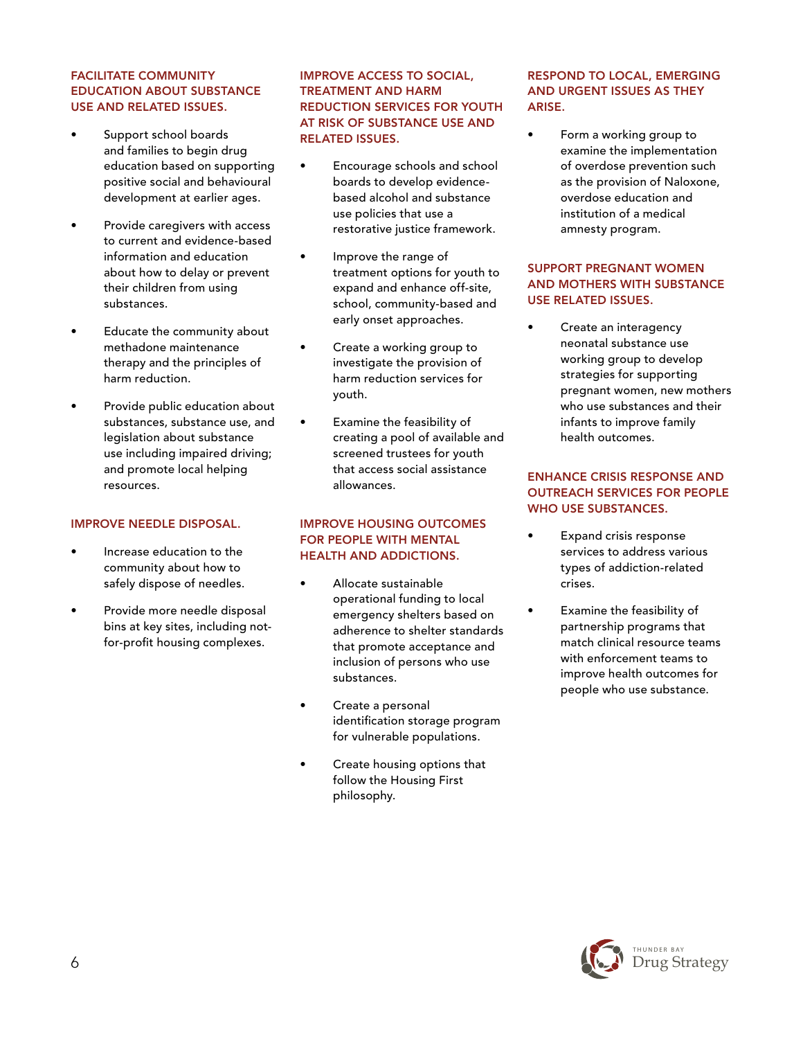### FACILITATE COMMUNITY EDUCATION ABOUT SUBSTANCE USE AND RELATED ISSUES.

- Support school boards and families to begin drug education based on supporting positive social and behavioural development at earlier ages.
- Provide caregivers with access to current and evidence-based information and education about how to delay or prevent their children from using substances.
- Educate the community about methadone maintenance therapy and the principles of harm reduction.
- Provide public education about substances, substance use, and legislation about substance use including impaired driving; and promote local helping resources.

### IMPROVE NEEDLE DISPOSAL.

- Increase education to the community about how to safely dispose of needles.
- Provide more needle disposal bins at key sites, including not-for-profit housing complexes.

### IMPROVE ACCESS TO SOCIAL, TREATMENT AND HARM REDUCTION SERVICES FOR YOUTH AT RISK OF SUBSTANCE USE AND RELATED ISSUES.

- Encourage schools and school boards to develop evidence-based alcohol and substance use policies that use a restorative justice framework.
- Improve the range of treatment options for youth to expand and enhance off-site, school, community-based and early onset approaches.
- Create a working group to investigate the provision of harm reduction services for youth.
- Examine the feasibility of creating a pool of available and screened trustees for youth that access social assistance allowances.

### IMPROVE HOUSING OUTCOMES FOR PEOPLE WITH MENTAL HEALTH AND ADDICTIONS.

- Allocate sustainable operational funding to local emergency shelters based on adherence to shelter standards that promote acceptance and inclusion of persons who use substances.
- Create a personal identification storage program for vulnerable populations.
- Create housing options that follow the Housing First philosophy.

### RESPOND TO LOCAL, EMERGING AND URGENT ISSUES AS THEY ARISE.

- Form a working group to examine the implementation of overdose prevention such as the provision of Naloxone, overdose education and institution of a medical amnesty program.

### SUPPORT PREGNANT WOMEN AND MOTHERS WITH SUBSTANCE USE RELATED ISSUES.

- Create an interagency neonatal substance use working group to develop strategies for supporting pregnant women, new mothers who use substances and their infants to improve family health outcomes.

### ENHANCE CRISIS RESPONSE AND OUTREACH SERVICES FOR PEOPLE WHO USE SUBSTANCES.

- Expand crisis response services to address various types of addiction-related crises.
- Examine the feasibility of partnership programs that match clinical resource teams with enforcement teams to improve health outcomes for people who use substance.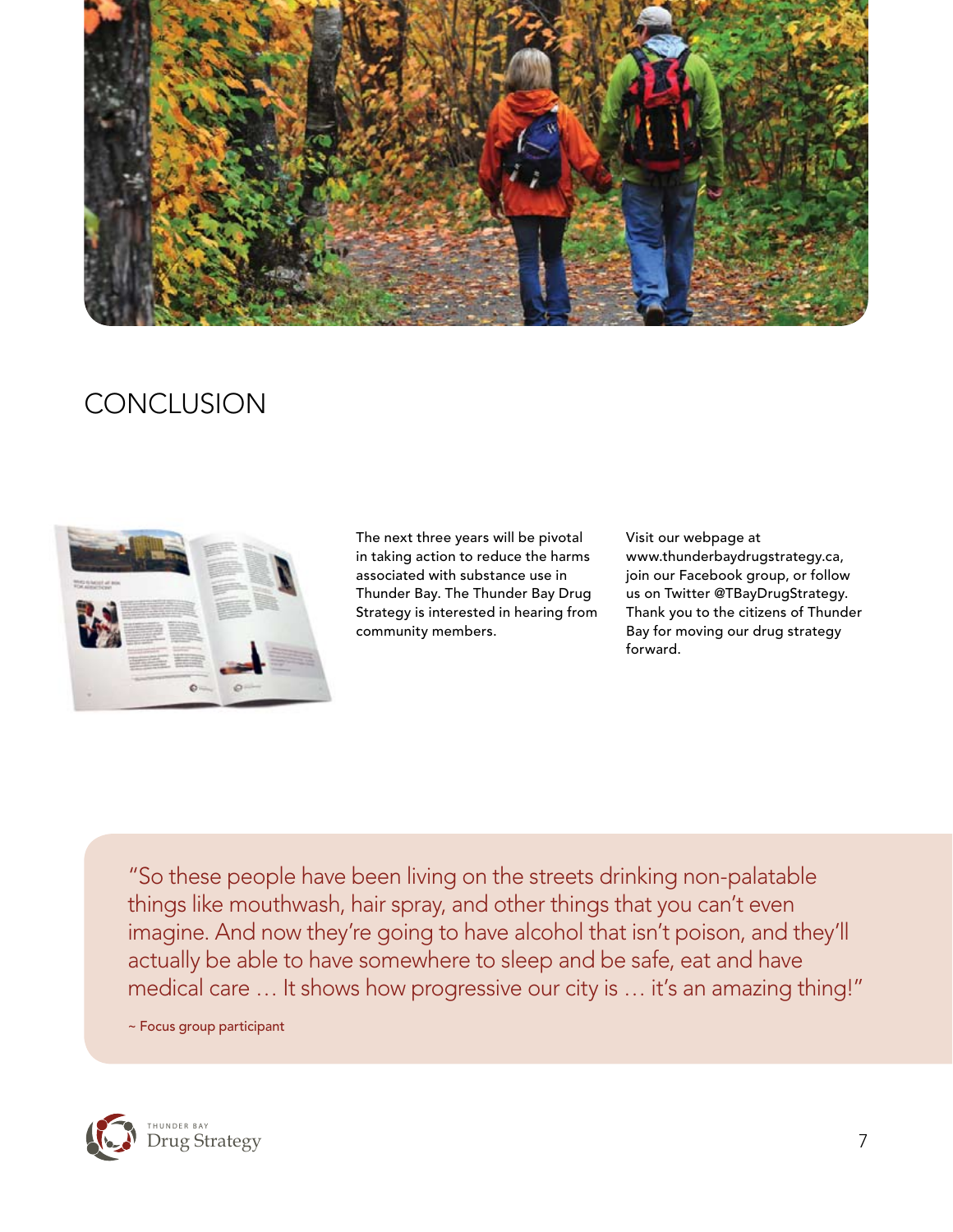# CONCLUSION

The next three years will be pivotal in taking action to reduce the harms associated with substance use in Thunder Bay. The Thunder Bay Drug Strategy is interested in hearing from community members.

Visit our webpage at www.thunderbaydrugstrategy.ca, join our Facebook group, or follow us on Twitter @TBayDrugStrategy. Thank you to the citizens of Thunder Bay for moving our drug strategy forward.

> "So these people have been living on the streets drinking non-palatable things like mouthwash, hair spray, and other things that you can't even imagine. And now they're going to have alcohol that isn't poison, and they'll actually be able to have somewhere to sleep and be safe, eat and have medical care … It shows how progressive our city is … it's an amazing thing!"
>
> ~ Focus group participant